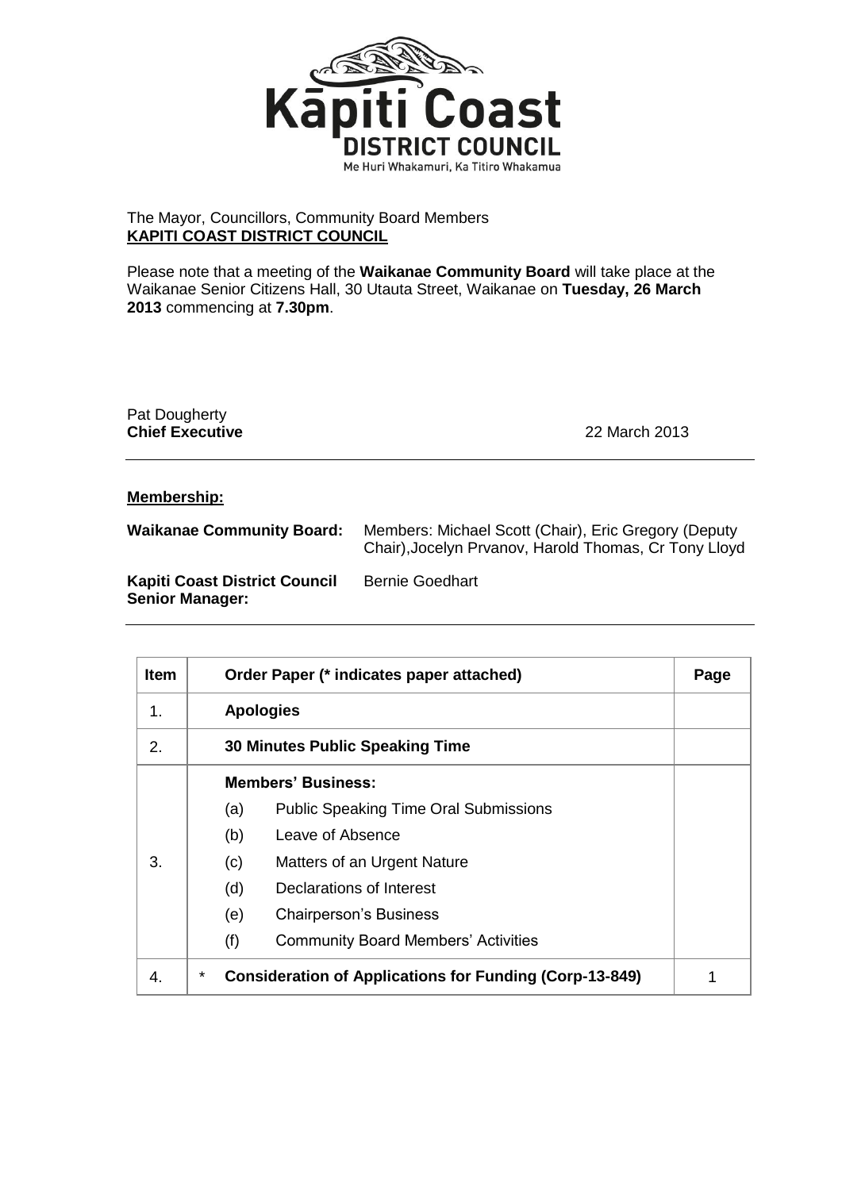Kāpiti Coast DISTRICT COUNCIL

Me Huri Whakamuri, Ka Titiro Whakamua

The Mayor, Councillors, Community Board Members
**KAPITI COAST DISTRICT COUNCIL**

Please note that a meeting of the **Waikanae Community Board** will take place at the Waikanae Senior Citizens Hall, 30 Utauta Street, Waikanae on **Tuesday, 26 March 2013** commencing at **7.30pm**.

Pat Dougherty
**Chief Executive** 22 March 2013

---

**Membership:**

**Waikanae Community Board:** Members: Michael Scott (Chair), Eric Gregory (Deputy Chair), Jocelyn Prvanov, Harold Thomas, Cr Tony Lloyd

**Kapiti Coast District Council Senior Manager:** Bernie Goedhart

---

| Item | Order Paper (* indicates paper attached) | Page |
|---|---|---|
| 1. | **Apologies** | |
| 2. | **30 Minutes Public Speaking Time** | |
| 3. | **Members' Business:**<br>(a) Public Speaking Time Oral Submissions<br>(b) Leave of Absence<br>(c) Matters of an Urgent Nature<br>(d) Declarations of Interest<br>(e) Chairperson's Business<br>(f) Community Board Members' Activities | |
| 4. | * **Consideration of Applications for Funding (Corp-13-849)** | 1 |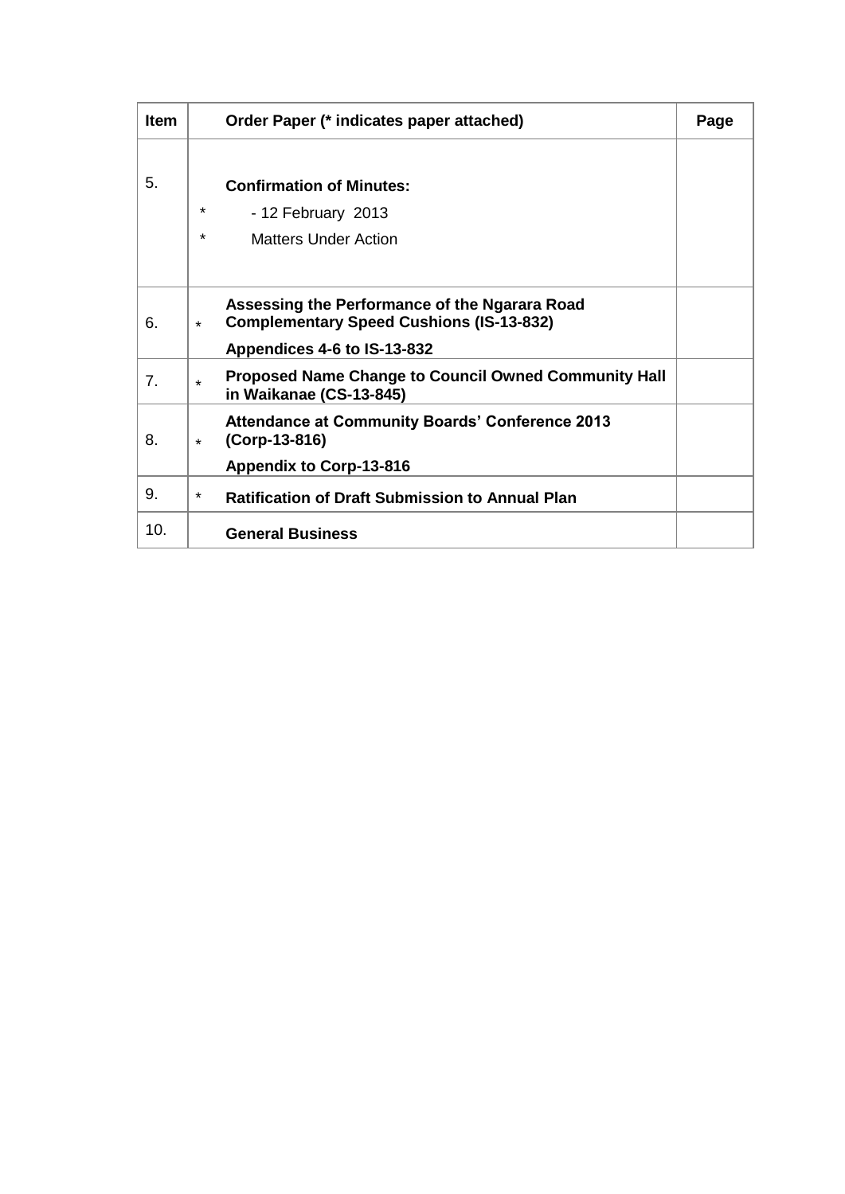| Item | | Order Paper (* indicates paper attached) | Page |
|---|---|---|---|
| 5. | <br>*<br>* | **Confirmation of Minutes:**<br>- 12 February 2013<br>Matters Under Action | |
| 6. | * | **Assessing the Performance of the Ngarara Road Complementary Speed Cushions (IS-13-832)**<br>**Appendices 4-6 to IS-13-832** | |
| 7. | * | **Proposed Name Change to Council Owned Community Hall in Waikanae (CS-13-845)** | |
| 8. | * | **Attendance at Community Boards' Conference 2013 (Corp-13-816)**<br>**Appendix to Corp-13-816** | |
| 9. | * | **Ratification of Draft Submission to Annual Plan** | |
| 10. | | **General Business** | |